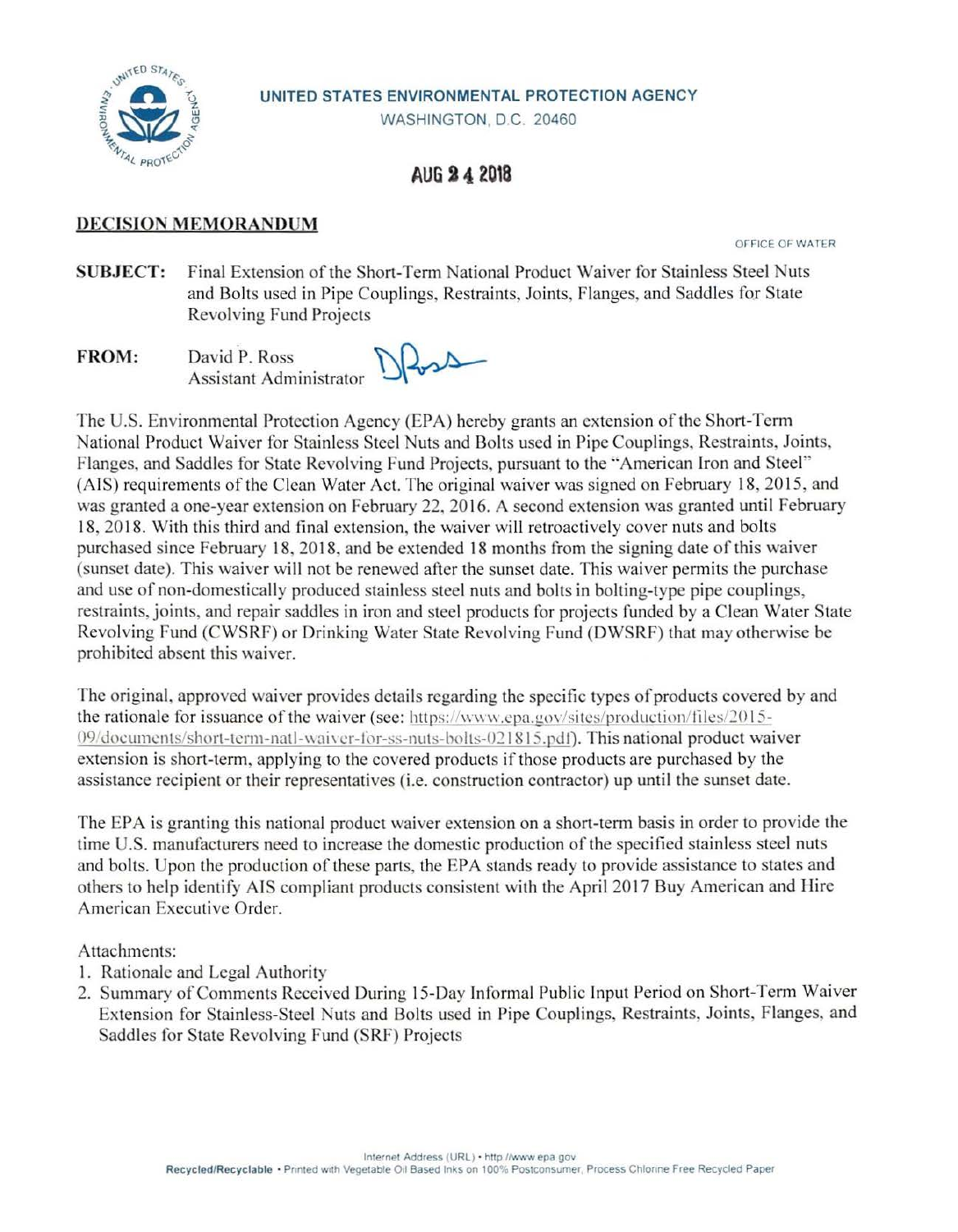**UNITED STATES ENVIRONMENTAL PROTECTION AGENCY**
WASHINGTON, D.C. 20460

**AUG 24 2018**

## DECISION MEMORANDUM

OFFICE OF WATER

**SUBJECT:** Final Extension of the Short-Term National Product Waiver for Stainless Steel Nuts and Bolts used in Pipe Couplings, Restraints, Joints, Flanges, and Saddles for State Revolving Fund Projects

**FROM:** David P. Ross
Assistant Administrator

The U.S. Environmental Protection Agency (EPA) hereby grants an extension of the Short-Term National Product Waiver for Stainless Steel Nuts and Bolts used in Pipe Couplings, Restraints, Joints, Flanges, and Saddles for State Revolving Fund Projects, pursuant to the "American Iron and Steel" (AIS) requirements of the Clean Water Act. The original waiver was signed on February 18, 2015, and was granted a one-year extension on February 22, 2016. A second extension was granted until February 18, 2018. With this third and final extension, the waiver will retroactively cover nuts and bolts purchased since February 18, 2018, and be extended 18 months from the signing date of this waiver (sunset date). This waiver will not be renewed after the sunset date. This waiver permits the purchase and use of non-domestically produced stainless steel nuts and bolts in bolting-type pipe couplings, restraints, joints, and repair saddles in iron and steel products for projects funded by a Clean Water State Revolving Fund (CWSRF) or Drinking Water State Revolving Fund (DWSRF) that may otherwise be prohibited absent this waiver.

The original, approved waiver provides details regarding the specific types of products covered by and the rationale for issuance of the waiver (see: https://www.epa.gov/sites/production/files/2015-09/documents/short-term-natl-waiver-for-ss-nuts-bolts-021815.pdf). This national product waiver extension is short-term, applying to the covered products if those products are purchased by the assistance recipient or their representatives (i.e. construction contractor) up until the sunset date.

The EPA is granting this national product waiver extension on a short-term basis in order to provide the time U.S. manufacturers need to increase the domestic production of the specified stainless steel nuts and bolts. Upon the production of these parts, the EPA stands ready to provide assistance to states and others to help identify AIS compliant products consistent with the April 2017 Buy American and Hire American Executive Order.

Attachments:

1. Rationale and Legal Authority
2. Summary of Comments Received During 15-Day Informal Public Input Period on Short-Term Waiver Extension for Stainless-Steel Nuts and Bolts used in Pipe Couplings, Restraints, Joints, Flanges, and Saddles for State Revolving Fund (SRF) Projects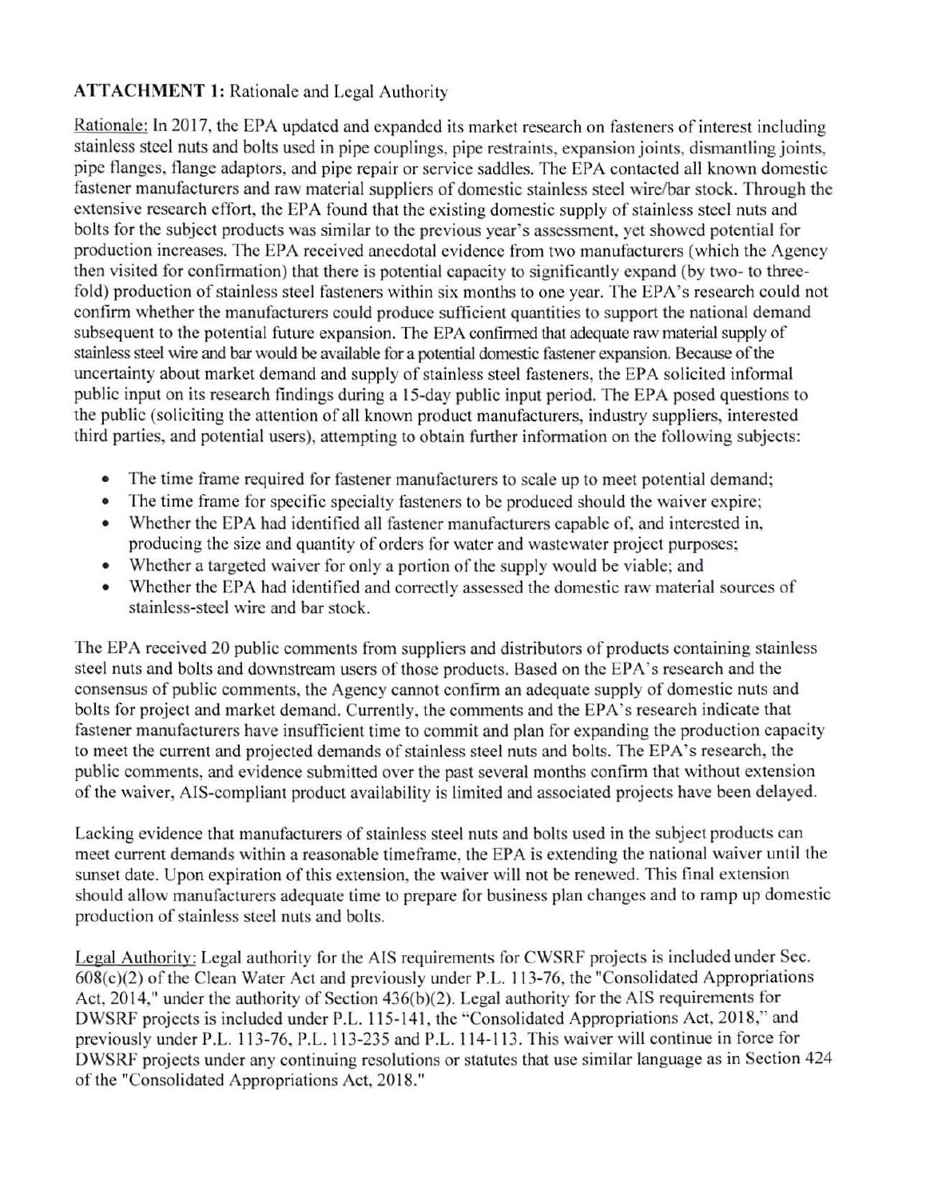**ATTACHMENT 1:** Rationale and Legal Authority

Rationale: In 2017, the EPA updated and expanded its market research on fasteners of interest including stainless steel nuts and bolts used in pipe couplings, pipe restraints, expansion joints, dismantling joints, pipe flanges, flange adaptors, and pipe repair or service saddles. The EPA contacted all known domestic fastener manufacturers and raw material suppliers of domestic stainless steel wire/bar stock. Through the extensive research effort, the EPA found that the existing domestic supply of stainless steel nuts and bolts for the subject products was similar to the previous year's assessment, yet showed potential for production increases. The EPA received anecdotal evidence from two manufacturers (which the Agency then visited for confirmation) that there is potential capacity to significantly expand (by two- to three-fold) production of stainless steel fasteners within six months to one year. The EPA's research could not confirm whether the manufacturers could produce sufficient quantities to support the national demand subsequent to the potential future expansion. The EPA confirmed that adequate raw material supply of stainless steel wire and bar would be available for a potential domestic fastener expansion. Because of the uncertainty about market demand and supply of stainless steel fasteners, the EPA solicited informal public input on its research findings during a 15-day public input period. The EPA posed questions to the public (soliciting the attention of all known product manufacturers, industry suppliers, interested third parties, and potential users), attempting to obtain further information on the following subjects:

- The time frame required for fastener manufacturers to scale up to meet potential demand;
- The time frame for specific specialty fasteners to be produced should the waiver expire;
- Whether the EPA had identified all fastener manufacturers capable of, and interested in, producing the size and quantity of orders for water and wastewater project purposes;
- Whether a targeted waiver for only a portion of the supply would be viable; and
- Whether the EPA had identified and correctly assessed the domestic raw material sources of stainless-steel wire and bar stock.

The EPA received 20 public comments from suppliers and distributors of products containing stainless steel nuts and bolts and downstream users of those products. Based on the EPA's research and the consensus of public comments, the Agency cannot confirm an adequate supply of domestic nuts and bolts for project and market demand. Currently, the comments and the EPA's research indicate that fastener manufacturers have insufficient time to commit and plan for expanding the production capacity to meet the current and projected demands of stainless steel nuts and bolts. The EPA's research, the public comments, and evidence submitted over the past several months confirm that without extension of the waiver, AIS-compliant product availability is limited and associated projects have been delayed.

Lacking evidence that manufacturers of stainless steel nuts and bolts used in the subject products can meet current demands within a reasonable timeframe, the EPA is extending the national waiver until the sunset date. Upon expiration of this extension, the waiver will not be renewed. This final extension should allow manufacturers adequate time to prepare for business plan changes and to ramp up domestic production of stainless steel nuts and bolts.

Legal Authority: Legal authority for the AIS requirements for CWSRF projects is included under Sec. 608(c)(2) of the Clean Water Act and previously under P.L. 113-76, the "Consolidated Appropriations Act, 2014," under the authority of Section 436(b)(2). Legal authority for the AIS requirements for DWSRF projects is included under P.L. 115-141, the "Consolidated Appropriations Act, 2018," and previously under P.L. 113-76, P.L. 113-235 and P.L. 114-113. This waiver will continue in force for DWSRF projects under any continuing resolutions or statutes that use similar language as in Section 424 of the "Consolidated Appropriations Act, 2018."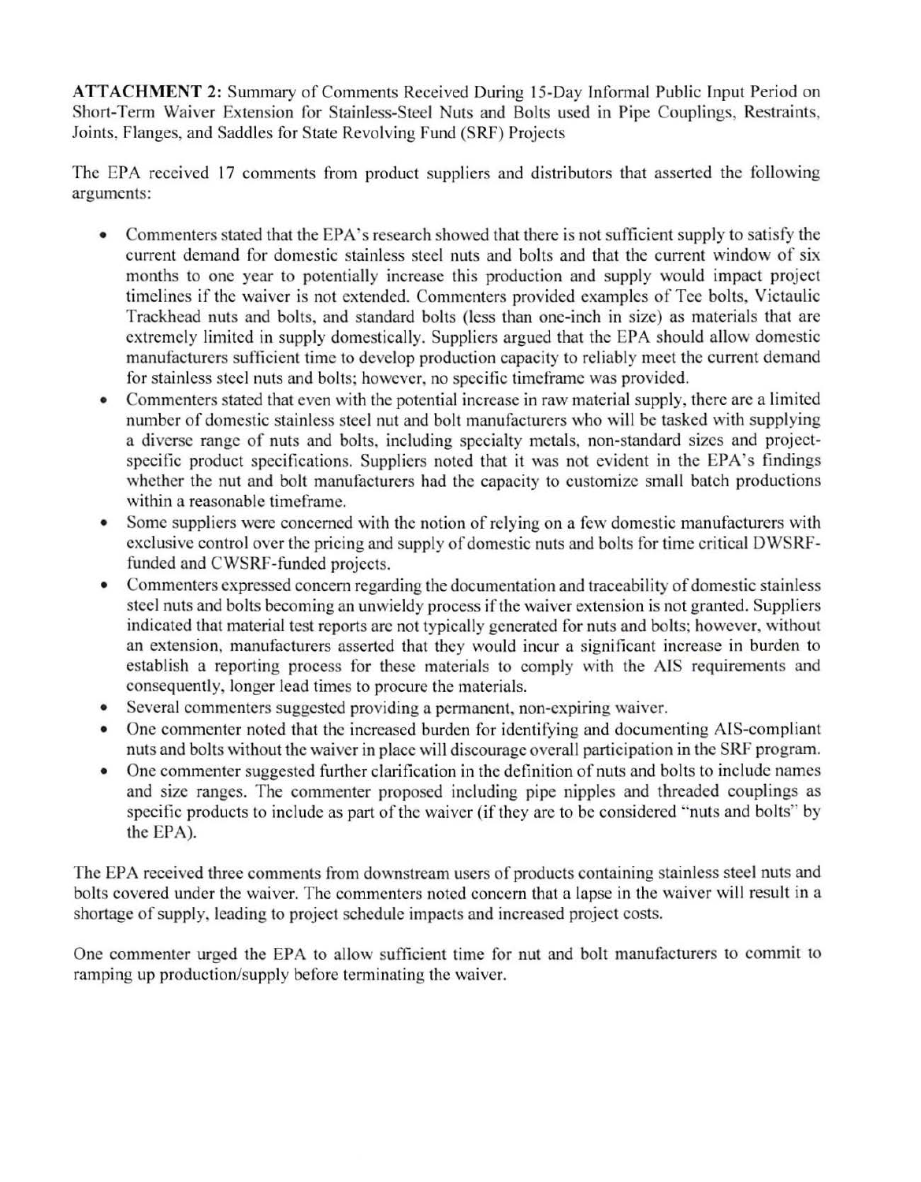**ATTACHMENT 2:** Summary of Comments Received During 15-Day Informal Public Input Period on Short-Term Waiver Extension for Stainless-Steel Nuts and Bolts used in Pipe Couplings, Restraints, Joints, Flanges, and Saddles for State Revolving Fund (SRF) Projects

The EPA received 17 comments from product suppliers and distributors that asserted the following arguments:

- Commenters stated that the EPA's research showed that there is not sufficient supply to satisfy the current demand for domestic stainless steel nuts and bolts and that the current window of six months to one year to potentially increase this production and supply would impact project timelines if the waiver is not extended. Commenters provided examples of Tee bolts, Victaulic Trackhead nuts and bolts, and standard bolts (less than one-inch in size) as materials that are extremely limited in supply domestically. Suppliers argued that the EPA should allow domestic manufacturers sufficient time to develop production capacity to reliably meet the current demand for stainless steel nuts and bolts; however, no specific timeframe was provided.
- Commenters stated that even with the potential increase in raw material supply, there are a limited number of domestic stainless steel nut and bolt manufacturers who will be tasked with supplying a diverse range of nuts and bolts, including specialty metals, non-standard sizes and project-specific product specifications. Suppliers noted that it was not evident in the EPA's findings whether the nut and bolt manufacturers had the capacity to customize small batch productions within a reasonable timeframe.
- Some suppliers were concerned with the notion of relying on a few domestic manufacturers with exclusive control over the pricing and supply of domestic nuts and bolts for time critical DWSRF-funded and CWSRF-funded projects.
- Commenters expressed concern regarding the documentation and traceability of domestic stainless steel nuts and bolts becoming an unwieldy process if the waiver extension is not granted. Suppliers indicated that material test reports are not typically generated for nuts and bolts; however, without an extension, manufacturers asserted that they would incur a significant increase in burden to establish a reporting process for these materials to comply with the AIS requirements and consequently, longer lead times to procure the materials.
- Several commenters suggested providing a permanent, non-expiring waiver.
- One commenter noted that the increased burden for identifying and documenting AIS-compliant nuts and bolts without the waiver in place will discourage overall participation in the SRF program.
- One commenter suggested further clarification in the definition of nuts and bolts to include names and size ranges. The commenter proposed including pipe nipples and threaded couplings as specific products to include as part of the waiver (if they are to be considered "nuts and bolts" by the EPA).

The EPA received three comments from downstream users of products containing stainless steel nuts and bolts covered under the waiver. The commenters noted concern that a lapse in the waiver will result in a shortage of supply, leading to project schedule impacts and increased project costs.

One commenter urged the EPA to allow sufficient time for nut and bolt manufacturers to commit to ramping up production/supply before terminating the waiver.